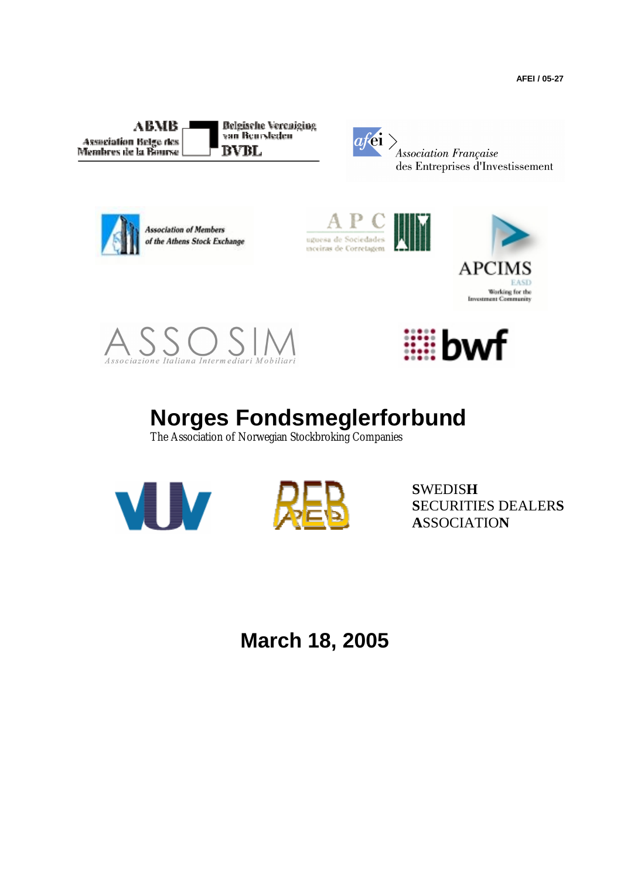AFEI / 05-27

ABMB
Association Belge des Membres de la Bourse

Belgische Vereniging van Beursleden
BVBL

afei
Association Française des Entreprises d'Investissement

Association of Members of the Athens Stock Exchange

A P C
uguesa de Sociedades nceiras de Corretagem

APCIMS
EASD
Working for the Investment Community

ASSOSIM
Associazione Italiana Intermediari Mobiliari

bwf

# Norges Fondsmeglerforbund

The Association of Norwegian Stockbroking Companies

VUV

REB

SWEDISH SECURITIES DEALERS ASSOCIATION

## March 18, 2005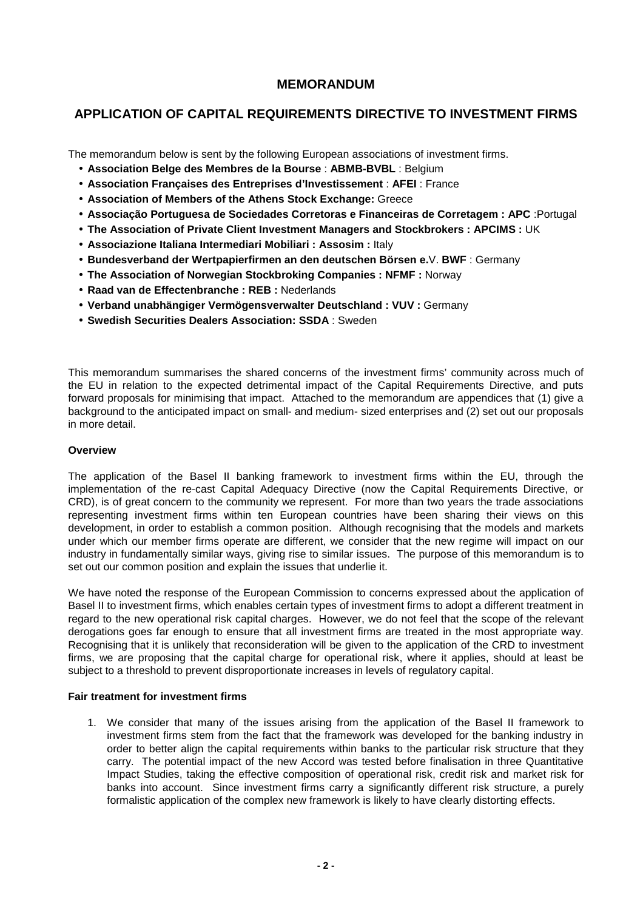# MEMORANDUM

## APPLICATION OF CAPITAL REQUIREMENTS DIRECTIVE TO INVESTMENT FIRMS

The memorandum below is sent by the following European associations of investment firms.

- **Association Belge des Membres de la Bourse** : **ABMB-BVBL** : Belgium
- **Association Françaises des Entreprises d'Investissement** : **AFEI** : France
- **Association of Members of the Athens Stock Exchange:** Greece
- **Associação Portuguesa de Sociedades Corretoras e Financeiras de Corretagem : APC** :Portugal
- **The Association of Private Client Investment Managers and Stockbrokers : APCIMS :** UK
- **Associazione Italiana Intermediari Mobiliari : Assosim :** Italy
- **Bundesverband der Wertpapierfirmen an den deutschen Börsen e.**V. **BWF** : Germany
- **The Association of Norwegian Stockbroking Companies : NFMF :** Norway
- **Raad van de Effectenbranche : REB :** Nederlands
- **Verband unabhängiger Vermögensverwalter Deutschland : VUV :** Germany
- **Swedish Securities Dealers Association: SSDA** : Sweden

This memorandum summarises the shared concerns of the investment firms' community across much of the EU in relation to the expected detrimental impact of the Capital Requirements Directive, and puts forward proposals for minimising that impact. Attached to the memorandum are appendices that (1) give a background to the anticipated impact on small- and medium- sized enterprises and (2) set out our proposals in more detail.

**Overview**

The application of the Basel II banking framework to investment firms within the EU, through the implementation of the re-cast Capital Adequacy Directive (now the Capital Requirements Directive, or CRD), is of great concern to the community we represent. For more than two years the trade associations representing investment firms within ten European countries have been sharing their views on this development, in order to establish a common position. Although recognising that the models and markets under which our member firms operate are different, we consider that the new regime will impact on our industry in fundamentally similar ways, giving rise to similar issues. The purpose of this memorandum is to set out our common position and explain the issues that underlie it.

We have noted the response of the European Commission to concerns expressed about the application of Basel II to investment firms, which enables certain types of investment firms to adopt a different treatment in regard to the new operational risk capital charges. However, we do not feel that the scope of the relevant derogations goes far enough to ensure that all investment firms are treated in the most appropriate way. Recognising that it is unlikely that reconsideration will be given to the application of the CRD to investment firms, we are proposing that the capital charge for operational risk, where it applies, should at least be subject to a threshold to prevent disproportionate increases in levels of regulatory capital.

**Fair treatment for investment firms**

1. We consider that many of the issues arising from the application of the Basel II framework to investment firms stem from the fact that the framework was developed for the banking industry in order to better align the capital requirements within banks to the particular risk structure that they carry. The potential impact of the new Accord was tested before finalisation in three Quantitative Impact Studies, taking the effective composition of operational risk, credit risk and market risk for banks into account. Since investment firms carry a significantly different risk structure, a purely formalistic application of the complex new framework is likely to have clearly distorting effects.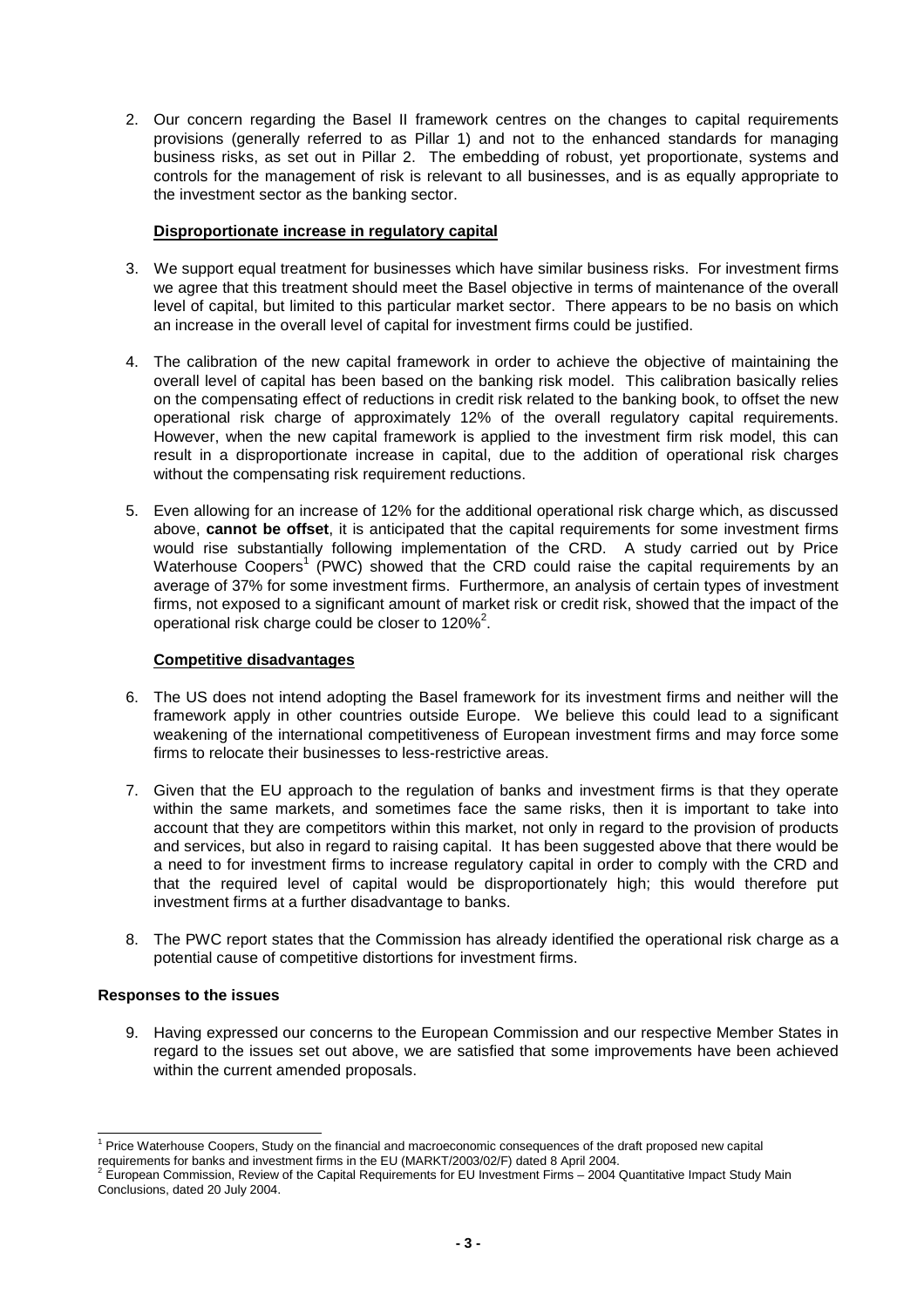2. Our concern regarding the Basel II framework centres on the changes to capital requirements provisions (generally referred to as Pillar 1) and not to the enhanced standards for managing business risks, as set out in Pillar 2. The embedding of robust, yet proportionate, systems and controls for the management of risk is relevant to all businesses, and is as equally appropriate to the investment sector as the banking sector.

**Disproportionate increase in regulatory capital**

3. We support equal treatment for businesses which have similar business risks. For investment firms we agree that this treatment should meet the Basel objective in terms of maintenance of the overall level of capital, but limited to this particular market sector. There appears to be no basis on which an increase in the overall level of capital for investment firms could be justified.

4. The calibration of the new capital framework in order to achieve the objective of maintaining the overall level of capital has been based on the banking risk model. This calibration basically relies on the compensating effect of reductions in credit risk related to the banking book, to offset the new operational risk charge of approximately 12% of the overall regulatory capital requirements. However, when the new capital framework is applied to the investment firm risk model, this can result in a disproportionate increase in capital, due to the addition of operational risk charges without the compensating risk requirement reductions.

5. Even allowing for an increase of 12% for the additional operational risk charge which, as discussed above, **cannot be offset**, it is anticipated that the capital requirements for some investment firms would rise substantially following implementation of the CRD. A study carried out by Price Waterhouse Coopers[1] (PWC) showed that the CRD could raise the capital requirements by an average of 37% for some investment firms. Furthermore, an analysis of certain types of investment firms, not exposed to a significant amount of market risk or credit risk, showed that the impact of the operational risk charge could be closer to 120%[2].

**Competitive disadvantages**

6. The US does not intend adopting the Basel framework for its investment firms and neither will the framework apply in other countries outside Europe. We believe this could lead to a significant weakening of the international competitiveness of European investment firms and may force some firms to relocate their businesses to less-restrictive areas.

7. Given that the EU approach to the regulation of banks and investment firms is that they operate within the same markets, and sometimes face the same risks, then it is important to take into account that they are competitors within this market, not only in regard to the provision of products and services, but also in regard to raising capital. It has been suggested above that there would be a need to for investment firms to increase regulatory capital in order to comply with the CRD and that the required level of capital would be disproportionately high; this would therefore put investment firms at a further disadvantage to banks.

8. The PWC report states that the Commission has already identified the operational risk charge as a potential cause of competitive distortions for investment firms.

**Responses to the issues**

9. Having expressed our concerns to the European Commission and our respective Member States in regard to the issues set out above, we are satisfied that some improvements have been achieved within the current amended proposals.

---

[1] Price Waterhouse Coopers, Study on the financial and macroeconomic consequences of the draft proposed new capital requirements for banks and investment firms in the EU (MARKT/2003/02/F) dated 8 April 2004.

[2] European Commission, Review of the Capital Requirements for EU Investment Firms – 2004 Quantitative Impact Study Main Conclusions, dated 20 July 2004.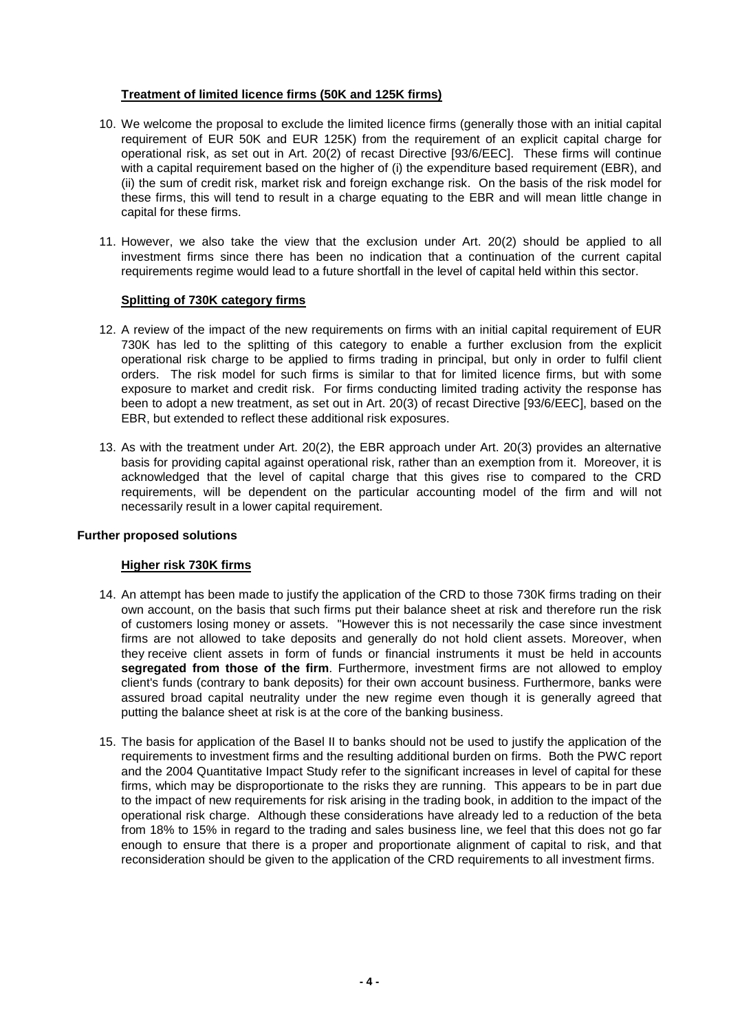### **Treatment of limited licence firms (50K and 125K firms)**

10. We welcome the proposal to exclude the limited licence firms (generally those with an initial capital requirement of EUR 50K and EUR 125K) from the requirement of an explicit capital charge for operational risk, as set out in Art. 20(2) of recast Directive [93/6/EEC]. These firms will continue with a capital requirement based on the higher of (i) the expenditure based requirement (EBR), and (ii) the sum of credit risk, market risk and foreign exchange risk. On the basis of the risk model for these firms, this will tend to result in a charge equating to the EBR and will mean little change in capital for these firms.

11. However, we also take the view that the exclusion under Art. 20(2) should be applied to all investment firms since there has been no indication that a continuation of the current capital requirements regime would lead to a future shortfall in the level of capital held within this sector.

### **Splitting of 730K category firms**

12. A review of the impact of the new requirements on firms with an initial capital requirement of EUR 730K has led to the splitting of this category to enable a further exclusion from the explicit operational risk charge to be applied to firms trading in principal, but only in order to fulfil client orders. The risk model for such firms is similar to that for limited licence firms, but with some exposure to market and credit risk. For firms conducting limited trading activity the response has been to adopt a new treatment, as set out in Art. 20(3) of recast Directive [93/6/EEC], based on the EBR, but extended to reflect these additional risk exposures.

13. As with the treatment under Art. 20(2), the EBR approach under Art. 20(3) provides an alternative basis for providing capital against operational risk, rather than an exemption from it. Moreover, it is acknowledged that the level of capital charge that this gives rise to compared to the CRD requirements, will be dependent on the particular accounting model of the firm and will not necessarily result in a lower capital requirement.

## **Further proposed solutions**

### **Higher risk 730K firms**

14. An attempt has been made to justify the application of the CRD to those 730K firms trading on their own account, on the basis that such firms put their balance sheet at risk and therefore run the risk of customers losing money or assets. "However this is not necessarily the case since investment firms are not allowed to take deposits and generally do not hold client assets. Moreover, when they receive client assets in form of funds or financial instruments it must be held in accounts **segregated from those of the firm**. Furthermore, investment firms are not allowed to employ client's funds (contrary to bank deposits) for their own account business. Furthermore, banks were assured broad capital neutrality under the new regime even though it is generally agreed that putting the balance sheet at risk is at the core of the banking business.

15. The basis for application of the Basel II to banks should not be used to justify the application of the requirements to investment firms and the resulting additional burden on firms. Both the PWC report and the 2004 Quantitative Impact Study refer to the significant increases in level of capital for these firms, which may be disproportionate to the risks they are running. This appears to be in part due to the impact of new requirements for risk arising in the trading book, in addition to the impact of the operational risk charge. Although these considerations have already led to a reduction of the beta from 18% to 15% in regard to the trading and sales business line, we feel that this does not go far enough to ensure that there is a proper and proportionate alignment of capital to risk, and that reconsideration should be given to the application of the CRD requirements to all investment firms.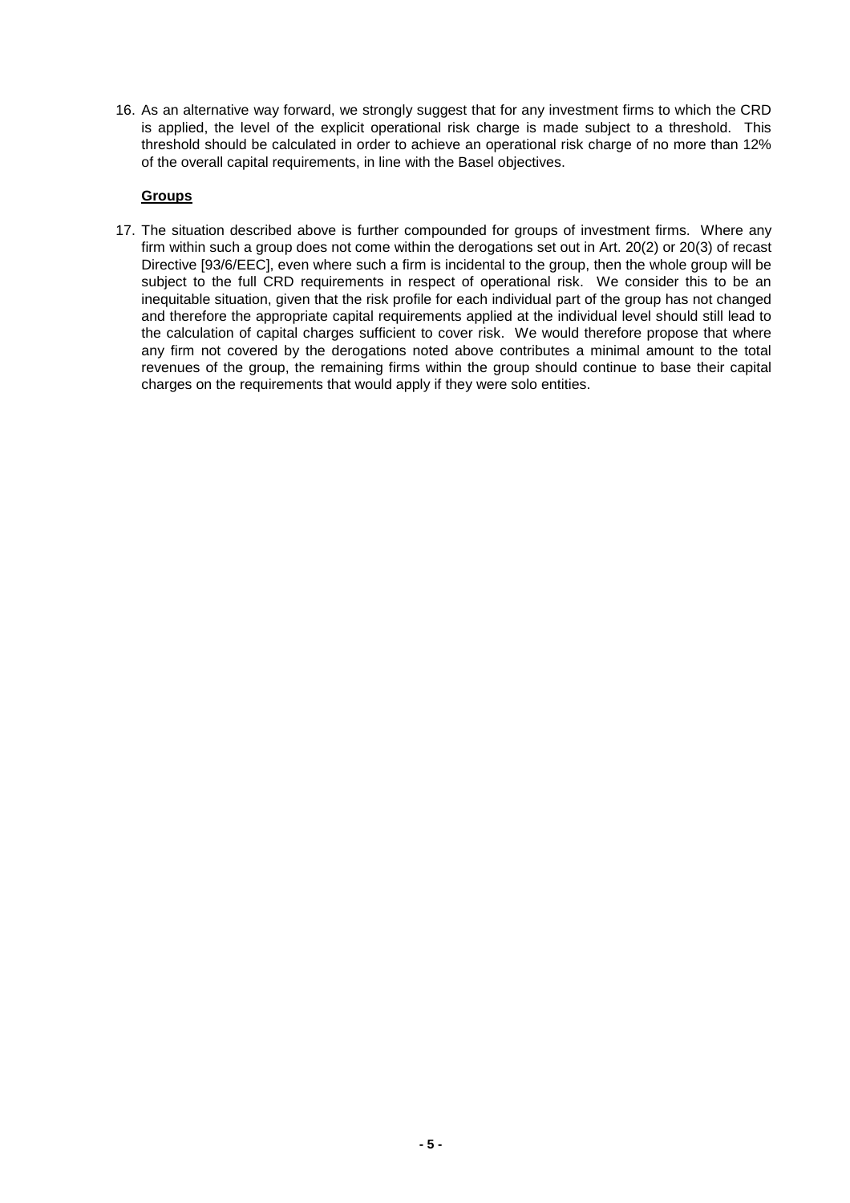16. As an alternative way forward, we strongly suggest that for any investment firms to which the CRD is applied, the level of the explicit operational risk charge is made subject to a threshold. This threshold should be calculated in order to achieve an operational risk charge of no more than 12% of the overall capital requirements, in line with the Basel objectives.

**Groups**

17. The situation described above is further compounded for groups of investment firms. Where any firm within such a group does not come within the derogations set out in Art. 20(2) or 20(3) of recast Directive [93/6/EEC], even where such a firm is incidental to the group, then the whole group will be subject to the full CRD requirements in respect of operational risk. We consider this to be an inequitable situation, given that the risk profile for each individual part of the group has not changed and therefore the appropriate capital requirements applied at the individual level should still lead to the calculation of capital charges sufficient to cover risk. We would therefore propose that where any firm not covered by the derogations noted above contributes a minimal amount to the total revenues of the group, the remaining firms within the group should continue to base their capital charges on the requirements that would apply if they were solo entities.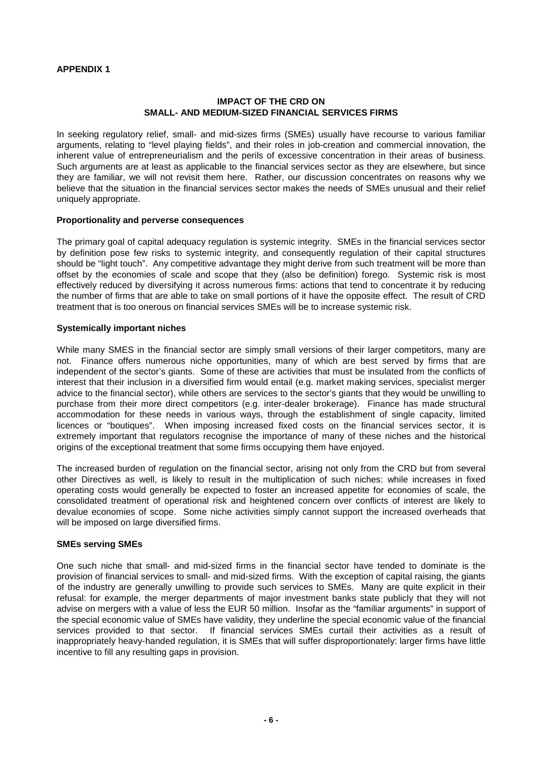**APPENDIX 1**

**IMPACT OF THE CRD ON SMALL- AND MEDIUM-SIZED FINANCIAL SERVICES FIRMS**

In seeking regulatory relief, small- and mid-sizes firms (SMEs) usually have recourse to various familiar arguments, relating to "level playing fields", and their roles in job-creation and commercial innovation, the inherent value of entrepreneurialism and the perils of excessive concentration in their areas of business. Such arguments are at least as applicable to the financial services sector as they are elsewhere, but since they are familiar, we will not revisit them here. Rather, our discussion concentrates on reasons why we believe that the situation in the financial services sector makes the needs of SMEs unusual and their relief uniquely appropriate.

**Proportionality and perverse consequences**

The primary goal of capital adequacy regulation is systemic integrity. SMEs in the financial services sector by definition pose few risks to systemic integrity, and consequently regulation of their capital structures should be "light touch". Any competitive advantage they might derive from such treatment will be more than offset by the economies of scale and scope that they (also be definition) forego. Systemic risk is most effectively reduced by diversifying it across numerous firms: actions that tend to concentrate it by reducing the number of firms that are able to take on small portions of it have the opposite effect. The result of CRD treatment that is too onerous on financial services SMEs will be to increase systemic risk.

**Systemically important niches**

While many SMES in the financial sector are simply small versions of their larger competitors, many are not. Finance offers numerous niche opportunities, many of which are best served by firms that are independent of the sector's giants. Some of these are activities that must be insulated from the conflicts of interest that their inclusion in a diversified firm would entail (e.g. market making services, specialist merger advice to the financial sector), while others are services to the sector's giants that they would be unwilling to purchase from their more direct competitors (e.g. inter-dealer brokerage). Finance has made structural accommodation for these needs in various ways, through the establishment of single capacity, limited licences or "boutiques". When imposing increased fixed costs on the financial services sector, it is extremely important that regulators recognise the importance of many of these niches and the historical origins of the exceptional treatment that some firms occupying them have enjoyed.

The increased burden of regulation on the financial sector, arising not only from the CRD but from several other Directives as well, is likely to result in the multiplication of such niches: while increases in fixed operating costs would generally be expected to foster an increased appetite for economies of scale, the consolidated treatment of operational risk and heightened concern over conflicts of interest are likely to devalue economies of scope. Some niche activities simply cannot support the increased overheads that will be imposed on large diversified firms.

**SMEs serving SMEs**

One such niche that small- and mid-sized firms in the financial sector have tended to dominate is the provision of financial services to small- and mid-sized firms. With the exception of capital raising, the giants of the industry are generally unwilling to provide such services to SMEs. Many are quite explicit in their refusal: for example, the merger departments of major investment banks state publicly that they will not advise on mergers with a value of less the EUR 50 million. Insofar as the "familiar arguments" in support of the special economic value of SMEs have validity, they underline the special economic value of the financial services provided to that sector. If financial services SMEs curtail their activities as a result of inappropriately heavy-handed regulation, it is SMEs that will suffer disproportionately: larger firms have little incentive to fill any resulting gaps in provision.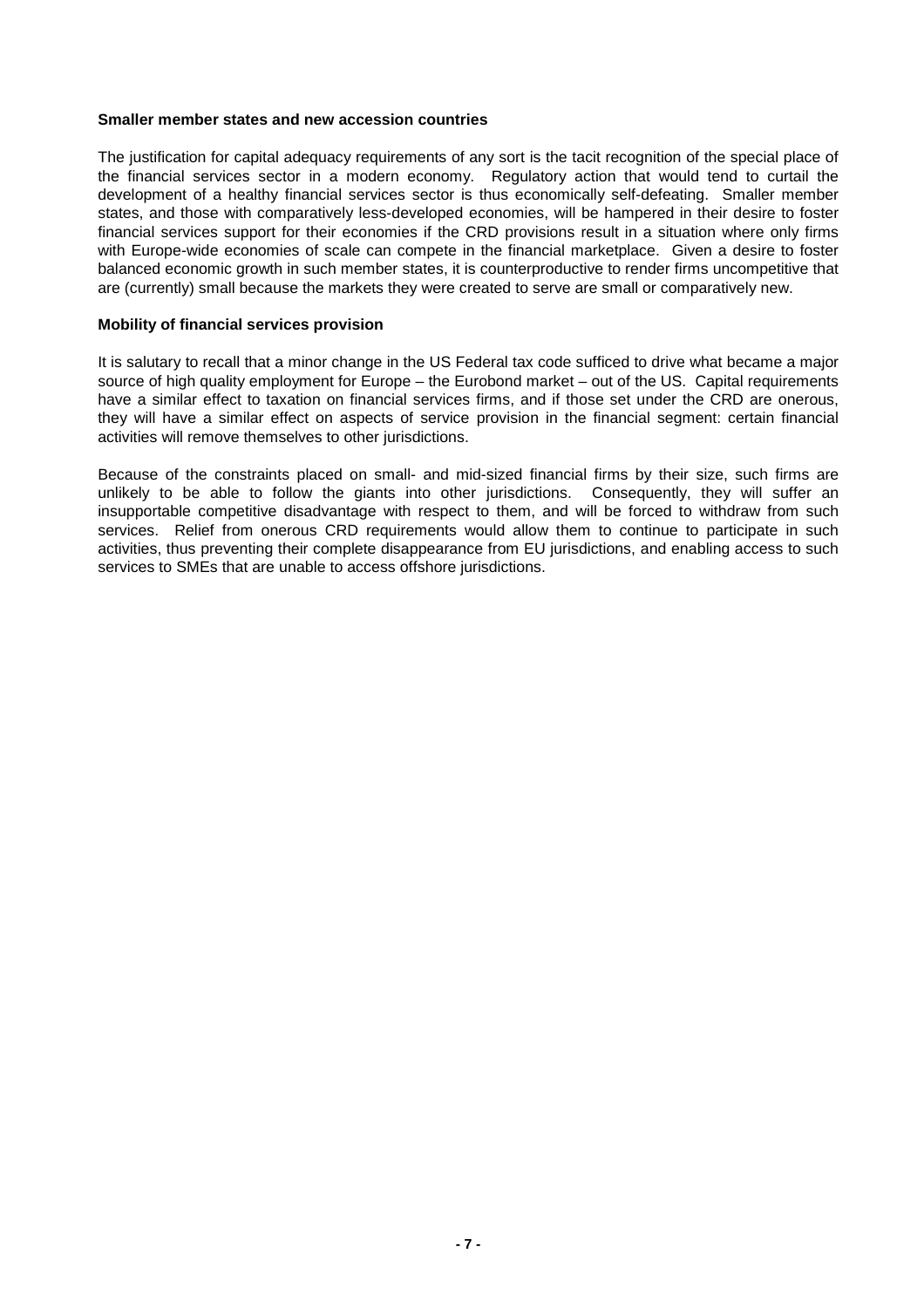**Smaller member states and new accession countries**

The justification for capital adequacy requirements of any sort is the tacit recognition of the special place of the financial services sector in a modern economy. Regulatory action that would tend to curtail the development of a healthy financial services sector is thus economically self-defeating. Smaller member states, and those with comparatively less-developed economies, will be hampered in their desire to foster financial services support for their economies if the CRD provisions result in a situation where only firms with Europe-wide economies of scale can compete in the financial marketplace. Given a desire to foster balanced economic growth in such member states, it is counterproductive to render firms uncompetitive that are (currently) small because the markets they were created to serve are small or comparatively new.

**Mobility of financial services provision**

It is salutary to recall that a minor change in the US Federal tax code sufficed to drive what became a major source of high quality employment for Europe – the Eurobond market – out of the US. Capital requirements have a similar effect to taxation on financial services firms, and if those set under the CRD are onerous, they will have a similar effect on aspects of service provision in the financial segment: certain financial activities will remove themselves to other jurisdictions.

Because of the constraints placed on small- and mid-sized financial firms by their size, such firms are unlikely to be able to follow the giants into other jurisdictions. Consequently, they will suffer an insupportable competitive disadvantage with respect to them, and will be forced to withdraw from such services. Relief from onerous CRD requirements would allow them to continue to participate in such activities, thus preventing their complete disappearance from EU jurisdictions, and enabling access to such services to SMEs that are unable to access offshore jurisdictions.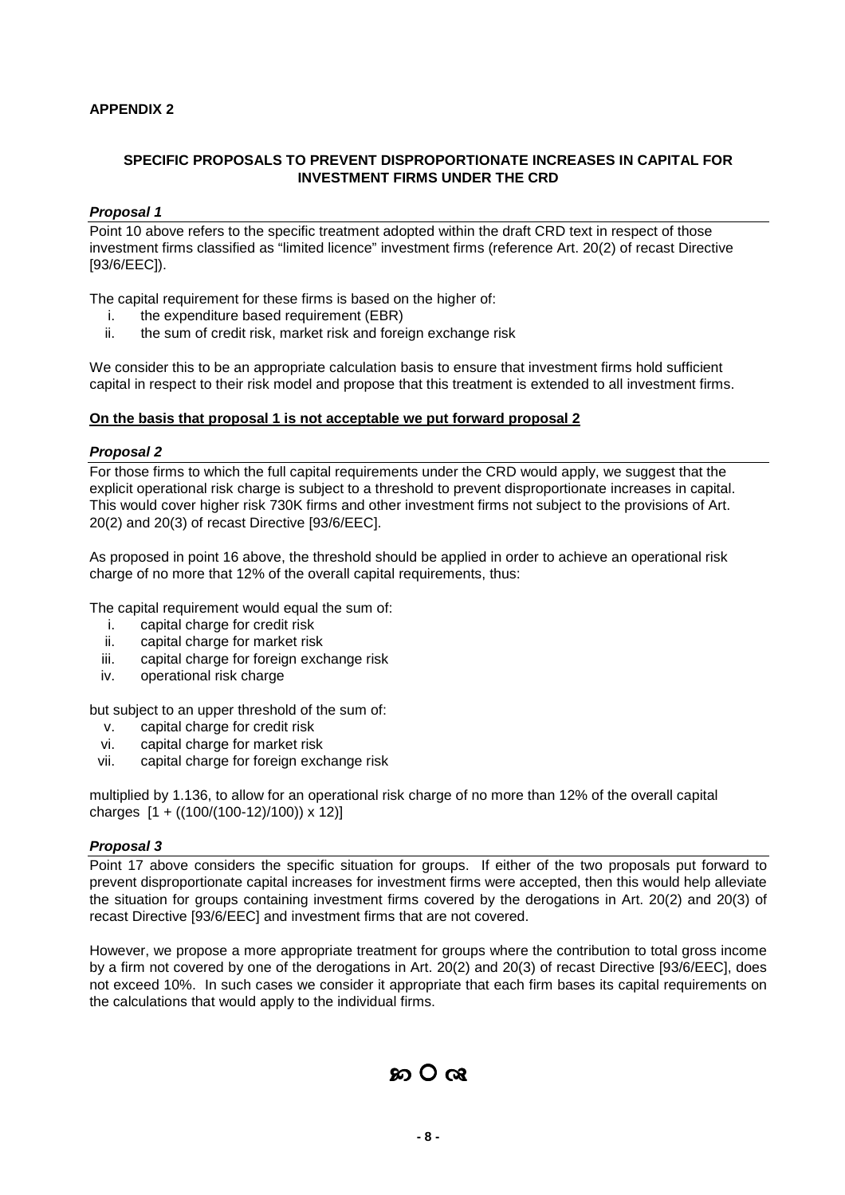**APPENDIX 2**

**SPECIFIC PROPOSALS TO PREVENT DISPROPORTIONATE INCREASES IN CAPITAL FOR INVESTMENT FIRMS UNDER THE CRD**

***Proposal 1***

Point 10 above refers to the specific treatment adopted within the draft CRD text in respect of those investment firms classified as "limited licence" investment firms (reference Art. 20(2) of recast Directive [93/6/EEC]).

The capital requirement for these firms is based on the higher of:

i. the expenditure based requirement (EBR)
ii. the sum of credit risk, market risk and foreign exchange risk

We consider this to be an appropriate calculation basis to ensure that investment firms hold sufficient capital in respect to their risk model and propose that this treatment is extended to all investment firms.

**On the basis that proposal 1 is not acceptable we put forward proposal 2**

***Proposal 2***

For those firms to which the full capital requirements under the CRD would apply, we suggest that the explicit operational risk charge is subject to a threshold to prevent disproportionate increases in capital. This would cover higher risk 730K firms and other investment firms not subject to the provisions of Art. 20(2) and 20(3) of recast Directive [93/6/EEC].

As proposed in point 16 above, the threshold should be applied in order to achieve an operational risk charge of no more that 12% of the overall capital requirements, thus:

The capital requirement would equal the sum of:

i. capital charge for credit risk
ii. capital charge for market risk
iii. capital charge for foreign exchange risk
iv. operational risk charge

but subject to an upper threshold of the sum of:

v. capital charge for credit risk
vi. capital charge for market risk
vii. capital charge for foreign exchange risk

multiplied by 1.136, to allow for an operational risk charge of no more than 12% of the overall capital charges [1 + ((100/(100-12)/100)) x 12)]

***Proposal 3***

Point 17 above considers the specific situation for groups. If either of the two proposals put forward to prevent disproportionate capital increases for investment firms were accepted, then this would help alleviate the situation for groups containing investment firms covered by the derogations in Art. 20(2) and 20(3) of recast Directive [93/6/EEC] and investment firms that are not covered.

However, we propose a more appropriate treatment for groups where the contribution to total gross income by a firm not covered by one of the derogations in Art. 20(2) and 20(3) of recast Directive [93/6/EEC], does not exceed 10%. In such cases we consider it appropriate that each firm bases its capital requirements on the calculations that would apply to the individual firms.